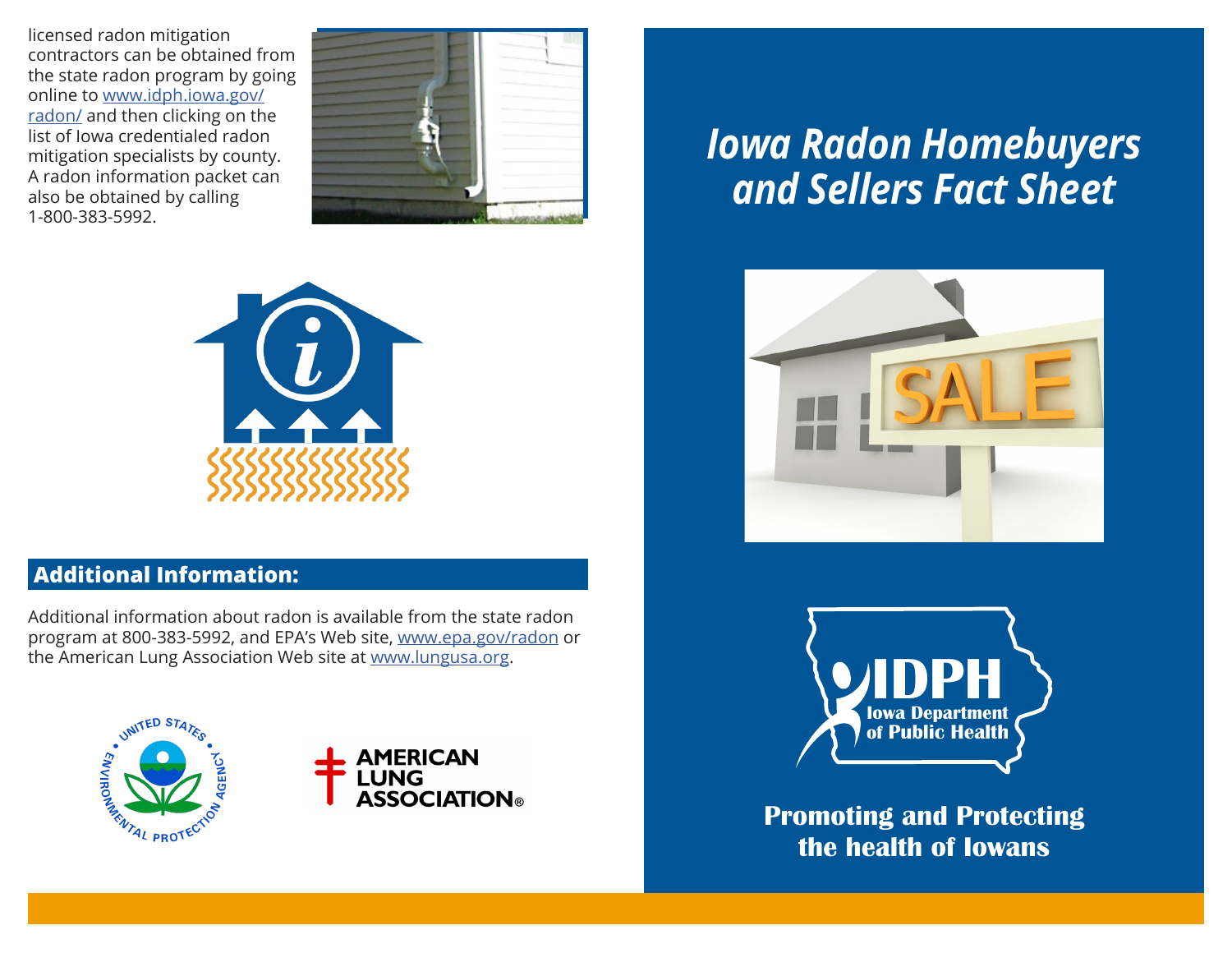licensed radon mitigation contractors can be obtained from the state radon program by going online to [www.idph.iowa.gov/radon/](http://www.idph.iowa.gov/radon/) and then clicking on the list of Iowa credentialed radon mitigation specialists by county. A radon information packet can also be obtained by calling 1-800-383-5992.

## Additional Information:

Additional information about radon is available from the state radon program at 800-383-5992, and EPA's Web site, [www.epa.gov/radon](http://www.epa.gov/radon) or the American Lung Association Web site at [www.lungusa.org](http://www.lungusa.org).

# *Iowa Radon Homebuyers and Sellers Fact Sheet*

**IDPH**
**Iowa Department of Public Health**

**Promoting and Protecting the health of Iowans**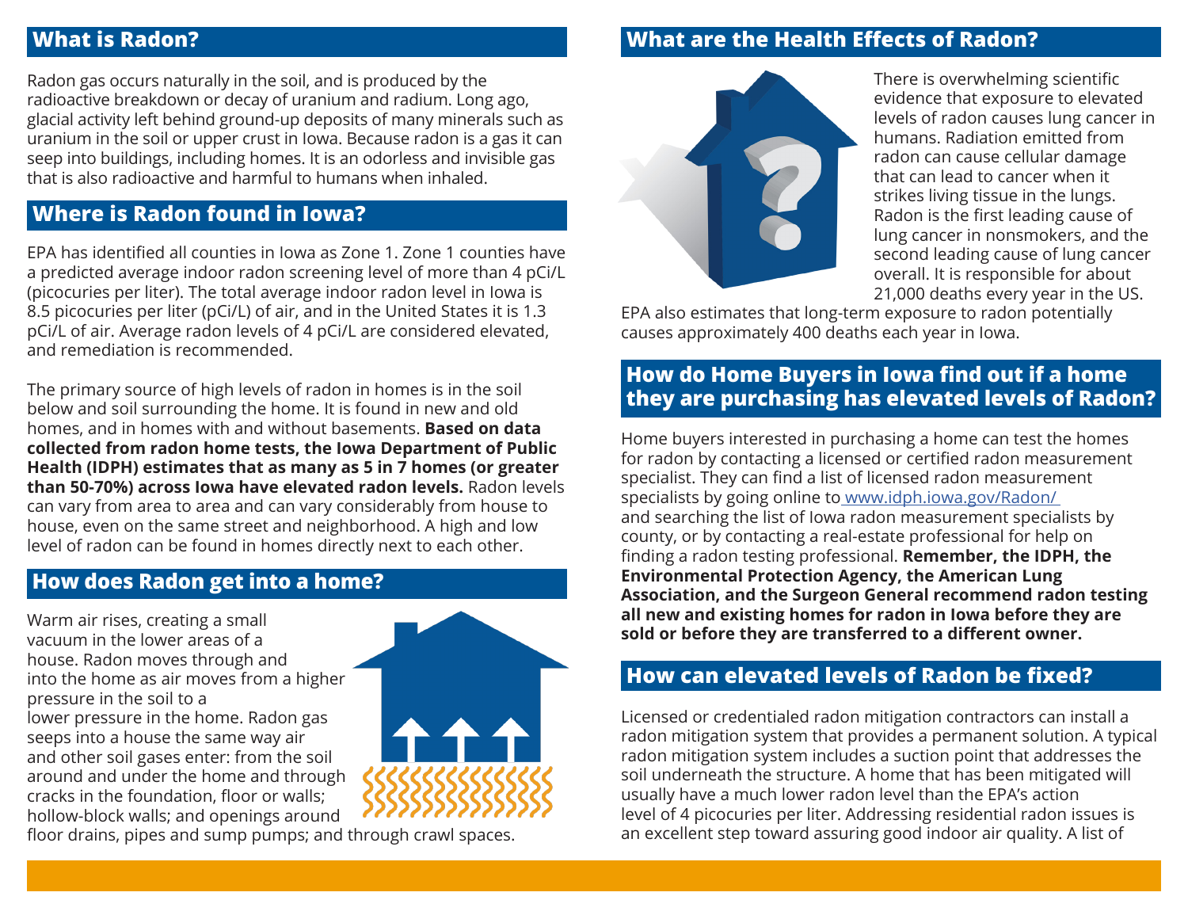## What is Radon?

Radon gas occurs naturally in the soil, and is produced by the radioactive breakdown or decay of uranium and radium. Long ago, glacial activity left behind ground-up deposits of many minerals such as uranium in the soil or upper crust in Iowa. Because radon is a gas it can seep into buildings, including homes. It is an odorless and invisible gas that is also radioactive and harmful to humans when inhaled.

## Where is Radon found in Iowa?

EPA has identified all counties in Iowa as Zone 1. Zone 1 counties have a predicted average indoor radon screening level of more than 4 pCi/L (picocuries per liter). The total average indoor radon level in Iowa is 8.5 picocuries per liter (pCi/L) of air, and in the United States it is 1.3 pCi/L of air. Average radon levels of 4 pCi/L are considered elevated, and remediation is recommended.

The primary source of high levels of radon in homes is in the soil below and soil surrounding the home. It is found in new and old homes, and in homes with and without basements. **Based on data collected from radon home tests, the Iowa Department of Public Health (IDPH) estimates that as many as 5 in 7 homes (or greater than 50-70%) across Iowa have elevated radon levels.** Radon levels can vary from area to area and can vary considerably from house to house, even on the same street and neighborhood. A high and low level of radon can be found in homes directly next to each other.

## How does Radon get into a home?

Warm air rises, creating a small vacuum in the lower areas of a house. Radon moves through and into the home as air moves from a higher pressure in the soil to a lower pressure in the home. Radon gas seeps into a house the same way air and other soil gases enter: from the soil around and under the home and through cracks in the foundation, floor or walls; hollow-block walls; and openings around floor drains, pipes and sump pumps; and through crawl spaces.

## What are the Health Effects of Radon?

There is overwhelming scientific evidence that exposure to elevated levels of radon causes lung cancer in humans. Radiation emitted from radon can cause cellular damage that can lead to cancer when it strikes living tissue in the lungs. Radon is the first leading cause of lung cancer in nonsmokers, and the second leading cause of lung cancer overall. It is responsible for about 21,000 deaths every year in the US. EPA also estimates that long-term exposure to radon potentially causes approximately 400 deaths each year in Iowa.

## How do Home Buyers in Iowa find out if a home they are purchasing has elevated levels of Radon?

Home buyers interested in purchasing a home can test the homes for radon by contacting a licensed or certified radon measurement specialist. They can find a list of licensed radon measurement specialists by going online to www.idph.iowa.gov/Radon/ and searching the list of Iowa radon measurement specialists by county, or by contacting a real-estate professional for help on finding a radon testing professional. **Remember, the IDPH, the Environmental Protection Agency, the American Lung Association, and the Surgeon General recommend radon testing all new and existing homes for radon in Iowa before they are sold or before they are transferred to a different owner.**

## How can elevated levels of Radon be fixed?

Licensed or credentialed radon mitigation contractors can install a radon mitigation system that provides a permanent solution. A typical radon mitigation system includes a suction point that addresses the soil underneath the structure. A home that has been mitigated will usually have a much lower radon level than the EPA's action level of 4 picocuries per liter. Addressing residential radon issues is an excellent step toward assuring good indoor air quality. A list of